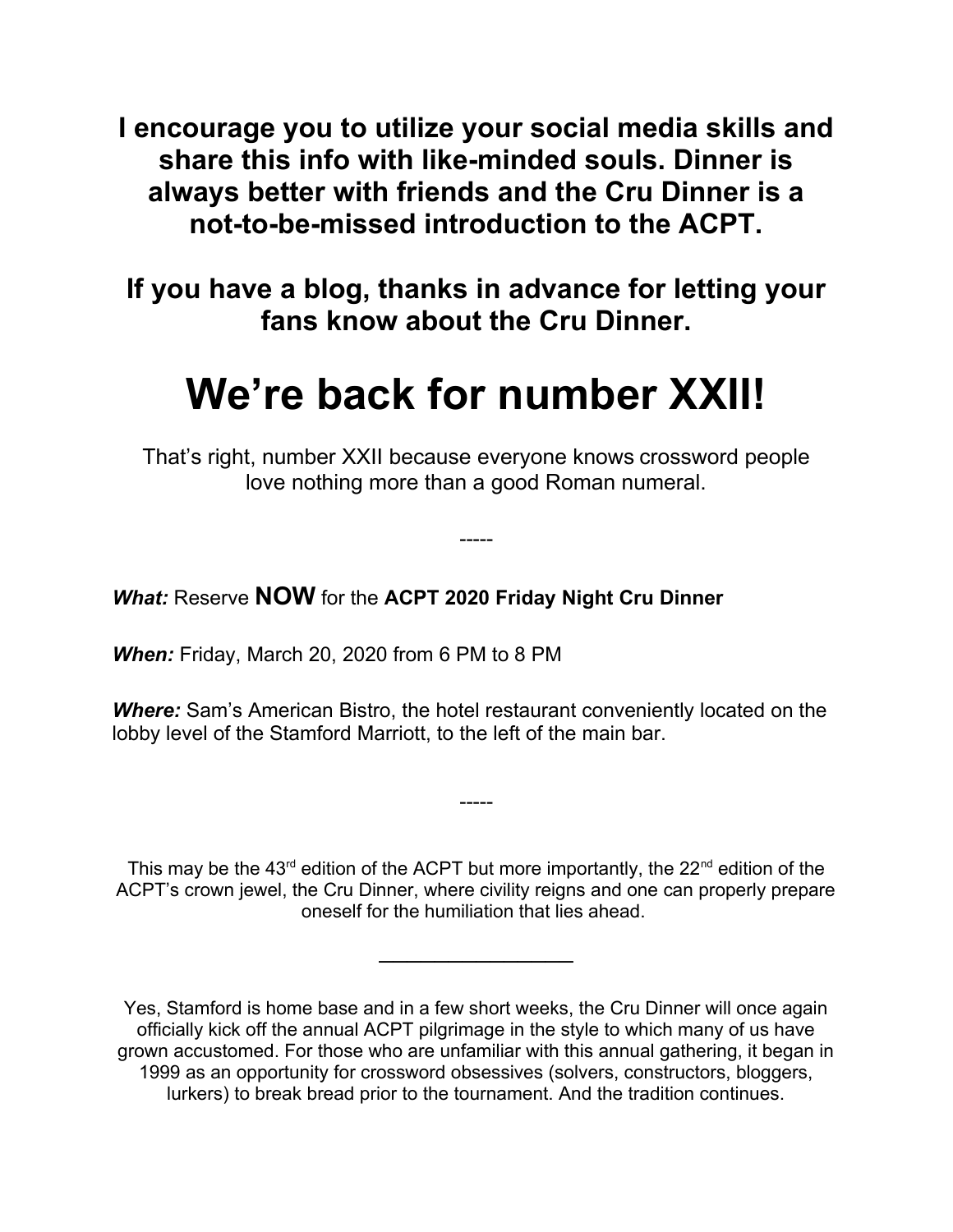**I encourage you to utilize your social media skills and share this info with like-minded souls. Dinner is always better with friends and the Cru Dinner is a not-to-be-missed introduction to the ACPT.**

**If you have a blog, thanks in advance for letting your fans know about the Cru Dinner.**

# We're back for number XXII!

That's right, number XXII because everyone knows crossword people love nothing more than a good Roman numeral.

-----

***What:*** Reserve **NOW** for the **ACPT 2020 Friday Night Cru Dinner**

***When:*** Friday, March 20, 2020 from 6 PM to 8 PM

***Where:*** Sam's American Bistro, the hotel restaurant conveniently located on the lobby level of the Stamford Marriott, to the left of the main bar.

-----

This may be the 43rd edition of the ACPT but more importantly, the 22nd edition of the ACPT's crown jewel, the Cru Dinner, where civility reigns and one can properly prepare oneself for the humiliation that lies ahead.

---

Yes, Stamford is home base and in a few short weeks, the Cru Dinner will once again officially kick off the annual ACPT pilgrimage in the style to which many of us have grown accustomed. For those who are unfamiliar with this annual gathering, it began in 1999 as an opportunity for crossword obsessives (solvers, constructors, bloggers, lurkers) to break bread prior to the tournament. And the tradition continues.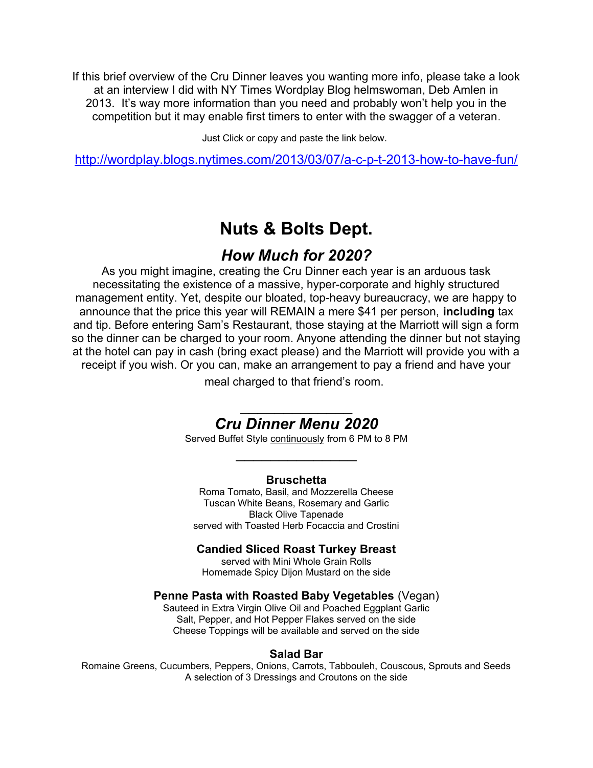If this brief overview of the Cru Dinner leaves you wanting more info, please take a look at an interview I did with NY Times Wordplay Blog helmswoman, Deb Amlen in 2013. It's way more information than you need and probably won't help you in the competition but it may enable first timers to enter with the swagger of a veteran.

Just Click or copy and paste the link below.

http://wordplay.blogs.nytimes.com/2013/03/07/a-c-p-t-2013-how-to-have-fun/

# Nuts & Bolts Dept.

## *How Much for 2020?*

As you might imagine, creating the Cru Dinner each year is an arduous task necessitating the existence of a massive, hyper-corporate and highly structured management entity. Yet, despite our bloated, top-heavy bureaucracy, we are happy to announce that the price this year will REMAIN a mere $41 per person, **including** tax and tip. Before entering Sam's Restaurant, those staying at the Marriott will sign a form so the dinner can be charged to your room. Anyone attending the dinner but not staying at the hotel can pay in cash (bring exact please) and the Marriott will provide you with a receipt if you wish. Or you can, make an arrangement to pay a friend and have your meal charged to that friend's room.

---

## *Cru Dinner Menu 2020*

Served Buffet Style <u>continuously</u> from 6 PM to 8 PM

---

**Bruschetta**
Roma Tomato, Basil, and Mozzerella Cheese
Tuscan White Beans, Rosemary and Garlic
Black Olive Tapenade
served with Toasted Herb Focaccia and Crostini

**Candied Sliced Roast Turkey Breast**
served with Mini Whole Grain Rolls
Homemade Spicy Dijon Mustard on the side

**Penne Pasta with Roasted Baby Vegetables** (Vegan)
Sauteed in Extra Virgin Olive Oil and Poached Eggplant Garlic
Salt, Pepper, and Hot Pepper Flakes served on the side
Cheese Toppings will be available and served on the side

**Salad Bar**
Romaine Greens, Cucumbers, Peppers, Onions, Carrots, Tabbouleh, Couscous, Sprouts and Seeds
A selection of 3 Dressings and Croutons on the side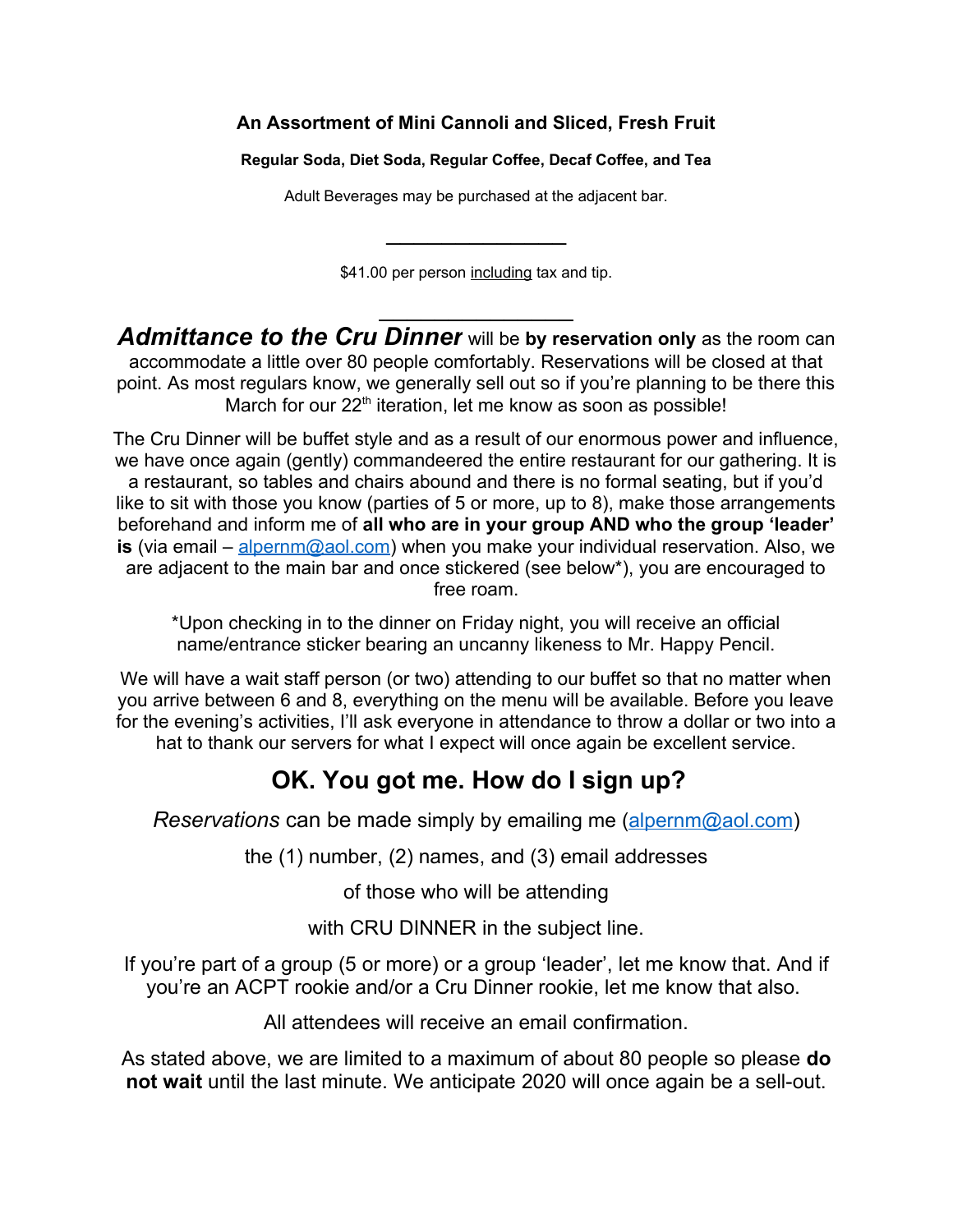**An Assortment of Mini Cannoli and Sliced, Fresh Fruit**

**Regular Soda, Diet Soda, Regular Coffee, Decaf Coffee, and Tea**

Adult Beverages may be purchased at the adjacent bar.

---

$41.00 per person including tax and tip.

---

***Admittance to the Cru Dinner*** will be **by reservation only** as the room can accommodate a little over 80 people comfortably. Reservations will be closed at that point. As most regulars know, we generally sell out so if you're planning to be there this March for our 22nd iteration, let me know as soon as possible!

The Cru Dinner will be buffet style and as a result of our enormous power and influence, we have once again (gently) commandeered the entire restaurant for our gathering. It is a restaurant, so tables and chairs abound and there is no formal seating, but if you'd like to sit with those you know (parties of 5 or more, up to 8), make those arrangements beforehand and inform me of **all who are in your group AND who the group 'leader' is** (via email – alpernm@aol.com) when you make your individual reservation. Also, we are adjacent to the main bar and once stickered (see below*), you are encouraged to free roam.

*Upon checking in to the dinner on Friday night, you will receive an official name/entrance sticker bearing an uncanny likeness to Mr. Happy Pencil.

We will have a wait staff person (or two) attending to our buffet so that no matter when you arrive between 6 and 8, everything on the menu will be available. Before you leave for the evening's activities, I'll ask everyone in attendance to throw a dollar or two into a hat to thank our servers for what I expect will once again be excellent service.

## OK. You got me. How do I sign up?

*Reservations* can be made simply by emailing me (alpernm@aol.com)

the (1) number, (2) names, and (3) email addresses

of those who will be attending

with CRU DINNER in the subject line.

If you're part of a group (5 or more) or a group 'leader', let me know that. And if you're an ACPT rookie and/or a Cru Dinner rookie, let me know that also.

All attendees will receive an email confirmation.

As stated above, we are limited to a maximum of about 80 people so please **do not wait** until the last minute. We anticipate 2020 will once again be a sell-out.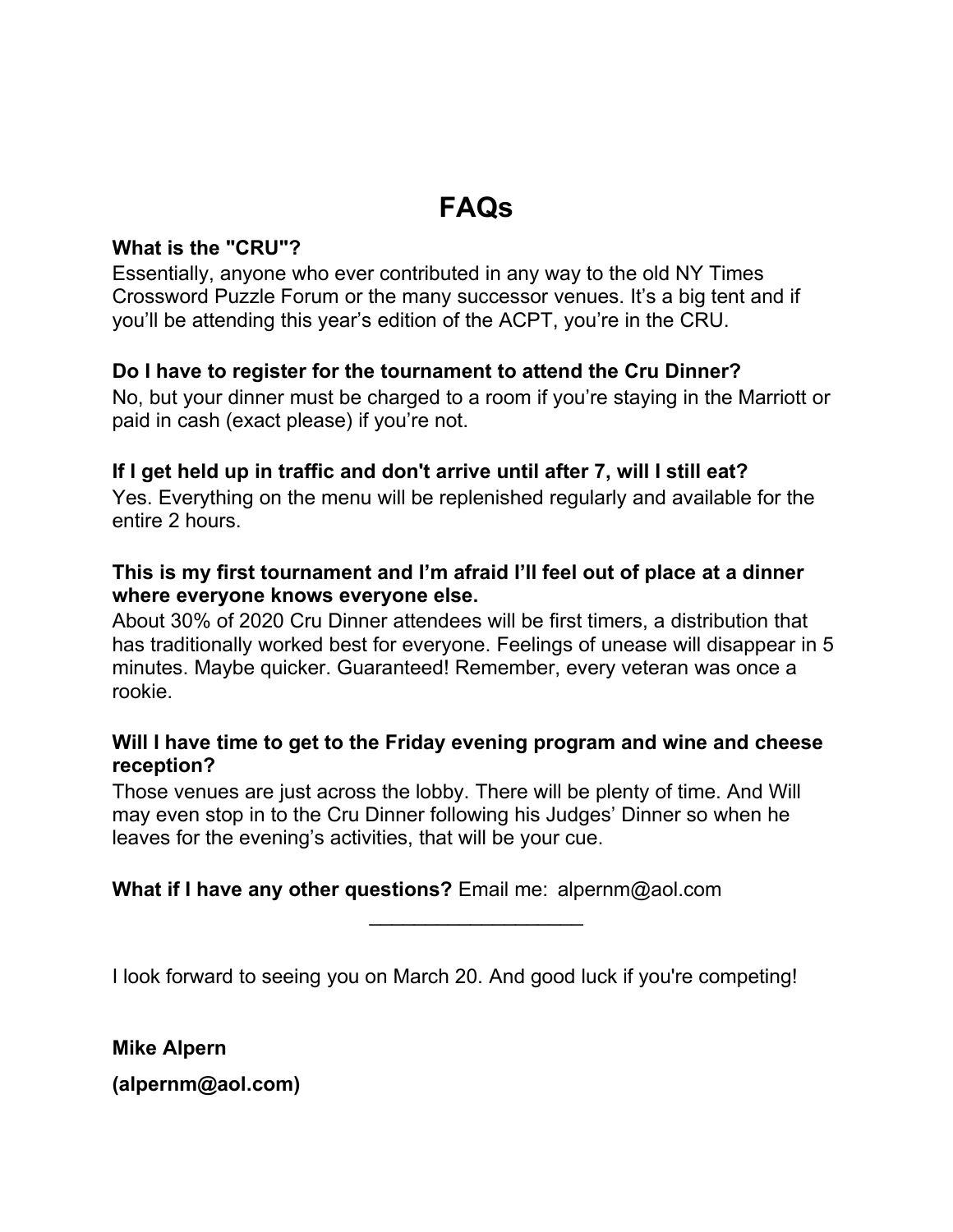# FAQs

**What is the "CRU"?**
Essentially, anyone who ever contributed in any way to the old NY Times Crossword Puzzle Forum or the many successor venues. It's a big tent and if you'll be attending this year's edition of the ACPT, you're in the CRU.

**Do I have to register for the tournament to attend the Cru Dinner?**
No, but your dinner must be charged to a room if you're staying in the Marriott or paid in cash (exact please) if you're not.

**If I get held up in traffic and don't arrive until after 7, will I still eat?**
Yes. Everything on the menu will be replenished regularly and available for the entire 2 hours.

**This is my first tournament and I'm afraid I'll feel out of place at a dinner where everyone knows everyone else.**
About 30% of 2020 Cru Dinner attendees will be first timers, a distribution that has traditionally worked best for everyone. Feelings of unease will disappear in 5 minutes. Maybe quicker. Guaranteed! Remember, every veteran was once a rookie.

**Will I have time to get to the Friday evening program and wine and cheese reception?**
Those venues are just across the lobby. There will be plenty of time. And Will may even stop in to the Cru Dinner following his Judges' Dinner so when he leaves for the evening's activities, that will be your cue.

**What if I have any other questions?** Email me: alpernm@aol.com

---

I look forward to seeing you on March 20. And good luck if you're competing!

**Mike Alpern**

**(alpernm@aol.com)**